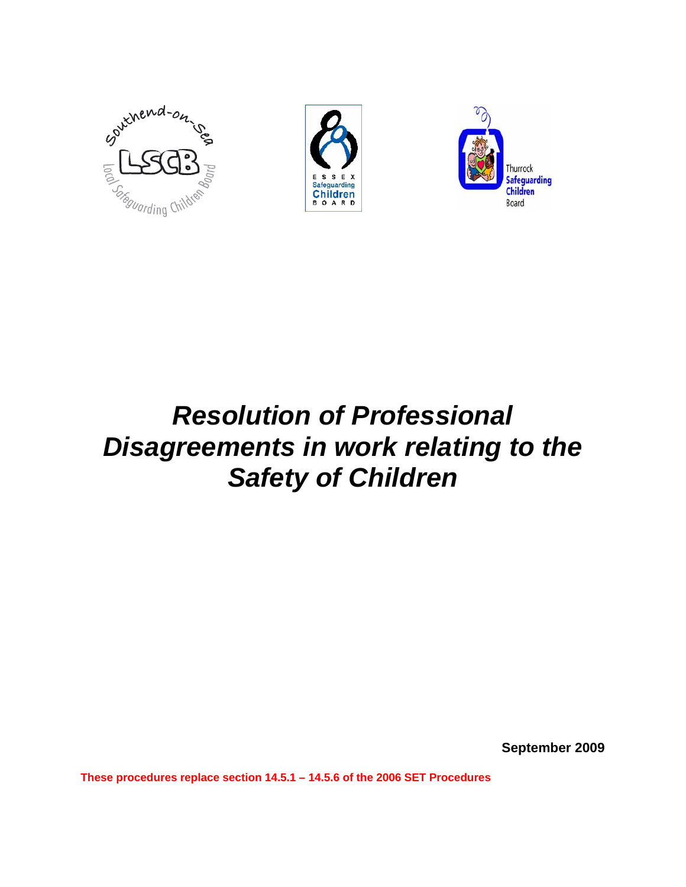# *Resolution of Professional Disagreements in work relating to the Safety of Children*

**September 2009**

**These procedures replace section 14.5.1 – 14.5.6 of the 2006 SET Procedures**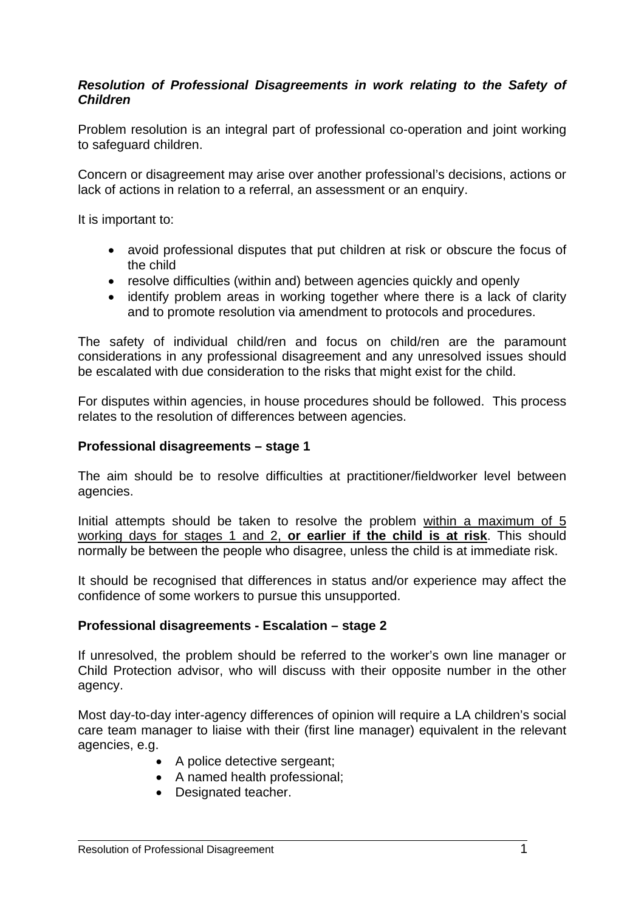***Resolution of Professional Disagreements in work relating to the Safety of Children***

Problem resolution is an integral part of professional co-operation and joint working to safeguard children.

Concern or disagreement may arise over another professional's decisions, actions or lack of actions in relation to a referral, an assessment or an enquiry.

It is important to:

- avoid professional disputes that put children at risk or obscure the focus of the child
- resolve difficulties (within and) between agencies quickly and openly
- identify problem areas in working together where there is a lack of clarity and to promote resolution via amendment to protocols and procedures.

The safety of individual child/ren and focus on child/ren are the paramount considerations in any professional disagreement and any unresolved issues should be escalated with due consideration to the risks that might exist for the child.

For disputes within agencies, in house procedures should be followed. This process relates to the resolution of differences between agencies.

**Professional disagreements – stage 1**

The aim should be to resolve difficulties at practitioner/fieldworker level between agencies.

Initial attempts should be taken to resolve the problem <u>within a maximum of 5 working days for stages 1 and 2, **or earlier if the child is at risk**</u>. This should normally be between the people who disagree, unless the child is at immediate risk.

It should be recognised that differences in status and/or experience may affect the confidence of some workers to pursue this unsupported.

**Professional disagreements - Escalation – stage 2**

If unresolved, the problem should be referred to the worker's own line manager or Child Protection advisor, who will discuss with their opposite number in the other agency.

Most day-to-day inter-agency differences of opinion will require a LA children's social care team manager to liaise with their (first line manager) equivalent in the relevant agencies, e.g.

- A police detective sergeant;
- A named health professional;
- Designated teacher.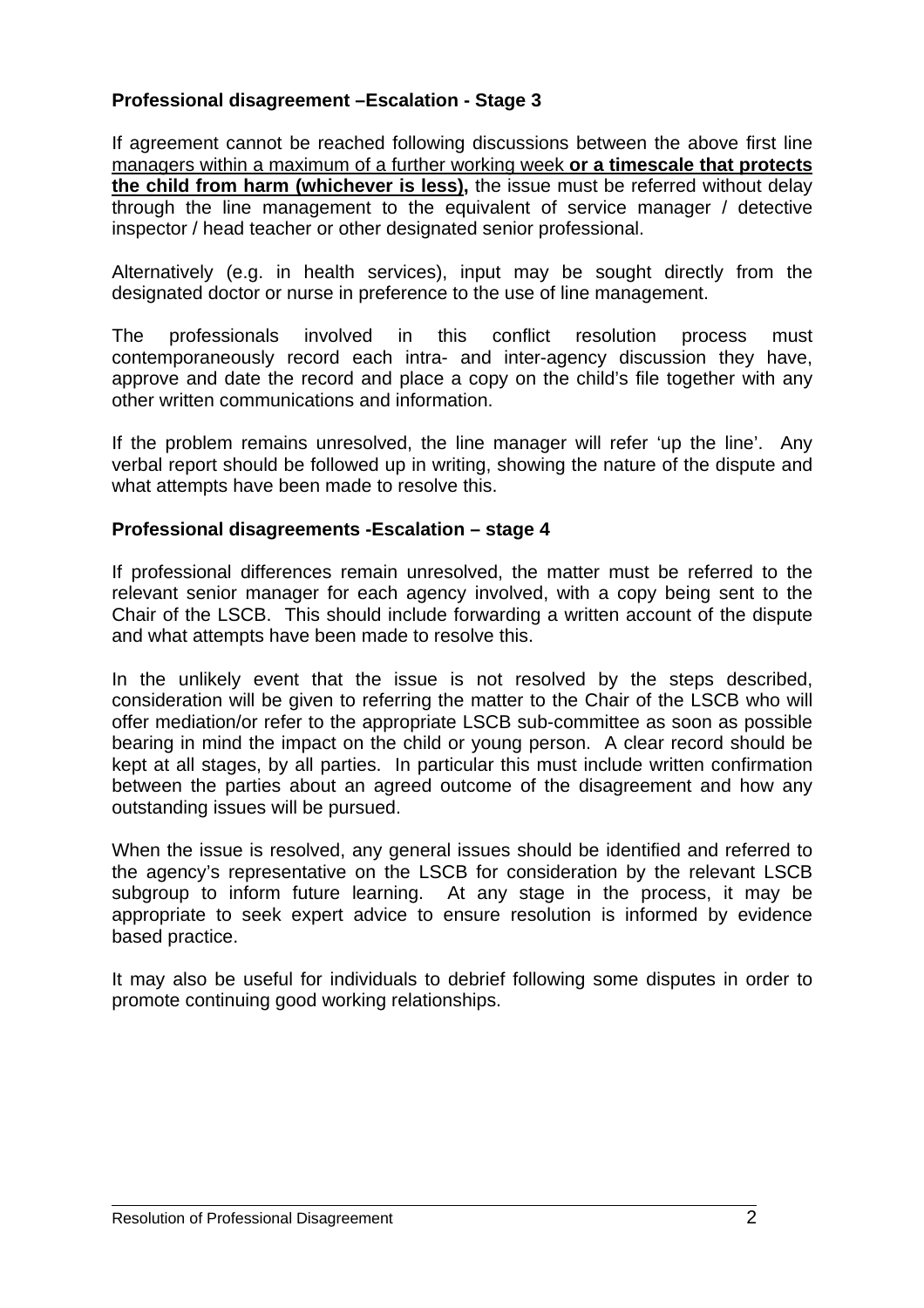**Professional disagreement –Escalation - Stage 3**

If agreement cannot be reached following discussions between the above first line managers within a maximum of a further working week **or a timescale that protects the child from harm (whichever is less),** the issue must be referred without delay through the line management to the equivalent of service manager / detective inspector / head teacher or other designated senior professional.

Alternatively (e.g. in health services), input may be sought directly from the designated doctor or nurse in preference to the use of line management.

The professionals involved in this conflict resolution process must contemporaneously record each intra- and inter-agency discussion they have, approve and date the record and place a copy on the child's file together with any other written communications and information.

If the problem remains unresolved, the line manager will refer 'up the line'. Any verbal report should be followed up in writing, showing the nature of the dispute and what attempts have been made to resolve this.

**Professional disagreements -Escalation – stage 4**

If professional differences remain unresolved, the matter must be referred to the relevant senior manager for each agency involved, with a copy being sent to the Chair of the LSCB. This should include forwarding a written account of the dispute and what attempts have been made to resolve this.

In the unlikely event that the issue is not resolved by the steps described, consideration will be given to referring the matter to the Chair of the LSCB who will offer mediation/or refer to the appropriate LSCB sub-committee as soon as possible bearing in mind the impact on the child or young person. A clear record should be kept at all stages, by all parties. In particular this must include written confirmation between the parties about an agreed outcome of the disagreement and how any outstanding issues will be pursued.

When the issue is resolved, any general issues should be identified and referred to the agency's representative on the LSCB for consideration by the relevant LSCB subgroup to inform future learning. At any stage in the process, it may be appropriate to seek expert advice to ensure resolution is informed by evidence based practice.

It may also be useful for individuals to debrief following some disputes in order to promote continuing good working relationships.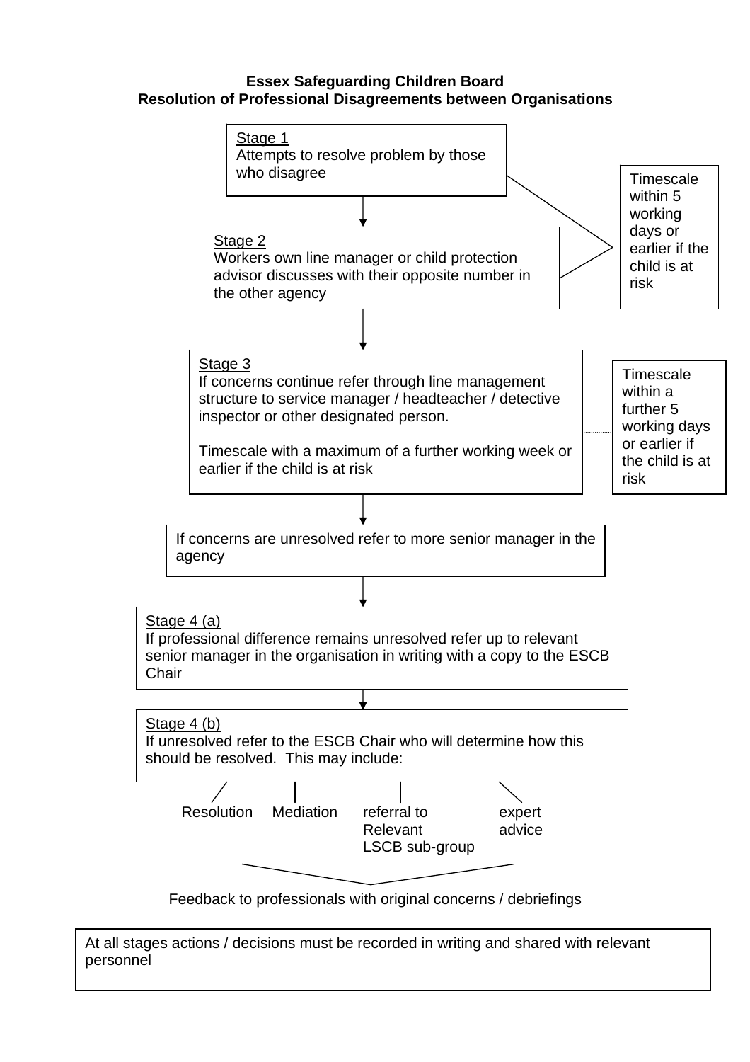**Essex Safeguarding Children Board**
**Resolution of Professional Disagreements between Organisations**

Stage 1
Attempts to resolve problem by those who disagree

Stage 2
Workers own line manager or child protection advisor discusses with their opposite number in the other agency

Timescale within 5 working days or earlier if the child is at risk

Stage 3
If concerns continue refer through line management structure to service manager / headteacher / detective inspector or other designated person.

Timescale with a maximum of a further working week or earlier if the child is at risk

Timescale within a further 5 working days or earlier if the child is at risk

If concerns are unresolved refer to more senior manager in the agency

Stage 4 (a)
If professional difference remains unresolved refer up to relevant senior manager in the organisation in writing with a copy to the ESCB Chair

Stage 4 (b)
If unresolved refer to the ESCB Chair who will determine how this should be resolved. This may include:

- Resolution
- Mediation
- referral to Relevant LSCB sub-group
- expert advice

Feedback to professionals with original concerns / debriefings

At all stages actions / decisions must be recorded in writing and shared with relevant personnel